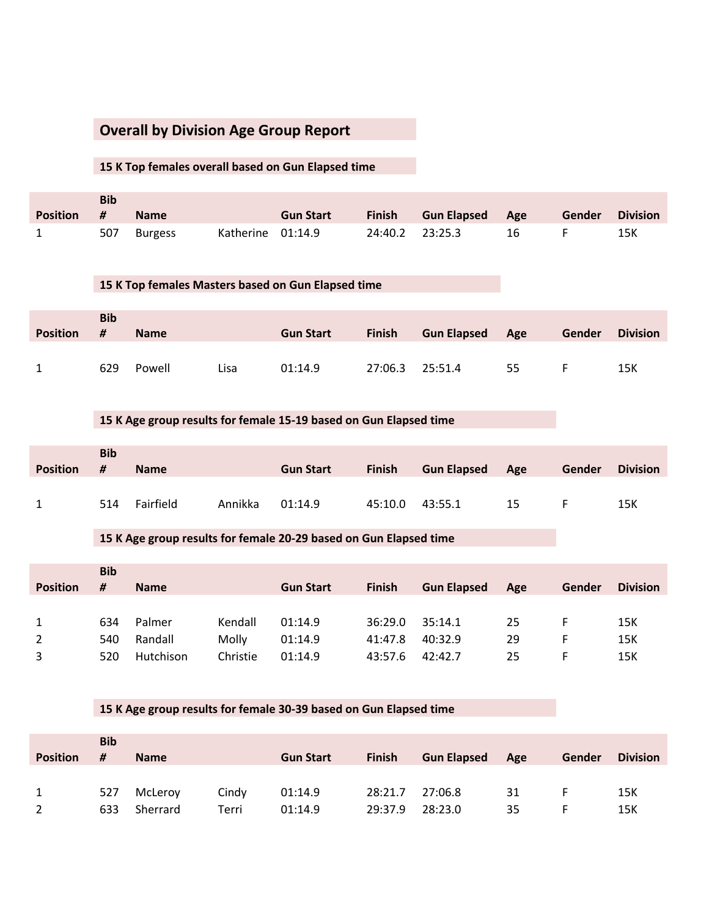# Overall by Division Age Group Report

### 15 K Top females overall based on Gun Elapsed time

| Position | Bib # | Name | | Gun Start | Finish | Gun Elapsed | Age | Gender | Division |
|---|---|---|---|---|---|---|---|---|---|
| 1 | 507 | Burgess | Katherine | 01:14.9 | 24:40.2 | 23:25.3 | 16 | F | 15K |

### 15 K Top females Masters based on Gun Elapsed time

| Position | Bib # | Name | | Gun Start | Finish | Gun Elapsed | Age | Gender | Division |
|---|---|---|---|---|---|---|---|---|---|
| 1 | 629 | Powell | Lisa | 01:14.9 | 27:06.3 | 25:51.4 | 55 | F | 15K |

### 15 K Age group results for female 15-19 based on Gun Elapsed time

| Position | Bib # | Name | | Gun Start | Finish | Gun Elapsed | Age | Gender | Division |
|---|---|---|---|---|---|---|---|---|---|
| 1 | 514 | Fairfield | Annikka | 01:14.9 | 45:10.0 | 43:55.1 | 15 | F | 15K |

### 15 K Age group results for female 20-29 based on Gun Elapsed time

| Position | Bib # | Name | | Gun Start | Finish | Gun Elapsed | Age | Gender | Division |
|---|---|---|---|---|---|---|---|---|---|
| 1 | 634 | Palmer | Kendall | 01:14.9 | 36:29.0 | 35:14.1 | 25 | F | 15K |
| 2 | 540 | Randall | Molly | 01:14.9 | 41:47.8 | 40:32.9 | 29 | F | 15K |
| 3 | 520 | Hutchison | Christie | 01:14.9 | 43:57.6 | 42:42.7 | 25 | F | 15K |

### 15 K Age group results for female 30-39 based on Gun Elapsed time

| Position | Bib # | Name | | Gun Start | Finish | Gun Elapsed | Age | Gender | Division |
|---|---|---|---|---|---|---|---|---|---|
| 1 | 527 | McLeroy | Cindy | 01:14.9 | 28:21.7 | 27:06.8 | 31 | F | 15K |
| 2 | 633 | Sherrard | Terri | 01:14.9 | 29:37.9 | 28:23.0 | 35 | F | 15K |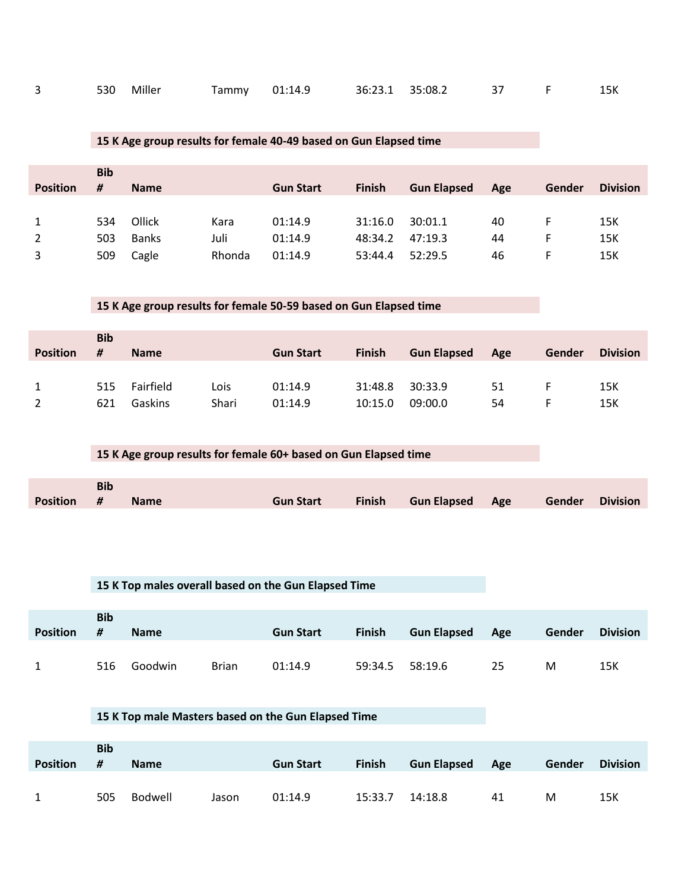| Position | Bib # | Name | | Gun Start | Finish | Gun Elapsed | Age | Gender | Division |
|---|---|---|---|---|---|---|---|---|---|
| 3 | 530 | Miller | Tammy | 01:14.9 | 36:23.1 | 35:08.2 | 37 | F | 15K |

**15 K Age group results for female 40-49 based on Gun Elapsed time**

| Position | Bib # | Name | | Gun Start | Finish | Gun Elapsed | Age | Gender | Division |
|---|---|---|---|---|---|---|---|---|---|
| 1 | 534 | Ollick | Kara | 01:14.9 | 31:16.0 | 30:01.1 | 40 | F | 15K |
| 2 | 503 | Banks | Juli | 01:14.9 | 48:34.2 | 47:19.3 | 44 | F | 15K |
| 3 | 509 | Cagle | Rhonda | 01:14.9 | 53:44.4 | 52:29.5 | 46 | F | 15K |

**15 K Age group results for female 50-59 based on Gun Elapsed time**

| Position | Bib # | Name | | Gun Start | Finish | Gun Elapsed | Age | Gender | Division |
|---|---|---|---|---|---|---|---|---|---|
| 1 | 515 | Fairfield | Lois | 01:14.9 | 31:48.8 | 30:33.9 | 51 | F | 15K |
| 2 | 621 | Gaskins | Shari | 01:14.9 | 10:15.0 | 09:00.0 | 54 | F | 15K |

**15 K Age group results for female 60+ based on Gun Elapsed time**

| Position | Bib # | Name | | Gun Start | Finish | Gun Elapsed | Age | Gender | Division |
|---|---|---|---|---|---|---|---|---|---|

**15 K Top males overall based on the Gun Elapsed Time**

| Position | Bib # | Name | | Gun Start | Finish | Gun Elapsed | Age | Gender | Division |
|---|---|---|---|---|---|---|---|---|---|
| 1 | 516 | Goodwin | Brian | 01:14.9 | 59:34.5 | 58:19.6 | 25 | M | 15K |

**15 K Top male Masters based on the Gun Elapsed Time**

| Position | Bib # | Name | | Gun Start | Finish | Gun Elapsed | Age | Gender | Division |
|---|---|---|---|---|---|---|---|---|---|
| 1 | 505 | Bodwell | Jason | 01:14.9 | 15:33.7 | 14:18.8 | 41 | M | 15K |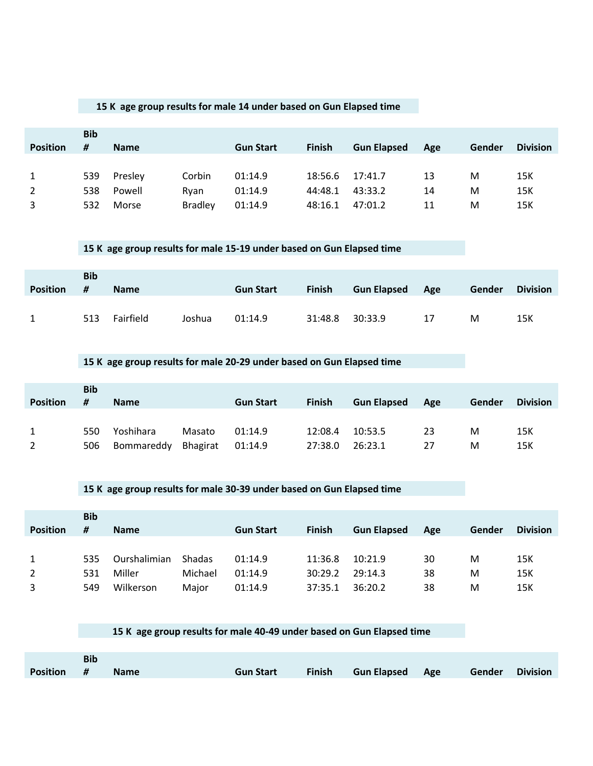### 15 K age group results for male 14 under based on Gun Elapsed time

| Position | Bib # | Name | | Gun Start | Finish | Gun Elapsed | Age | Gender | Division |
|---|---|---|---|---|---|---|---|---|---|
| 1 | 539 | Presley | Corbin | 01:14.9 | 18:56.6 | 17:41.7 | 13 | M | 15K |
| 2 | 538 | Powell | Ryan | 01:14.9 | 44:48.1 | 43:33.2 | 14 | M | 15K |
| 3 | 532 | Morse | Bradley | 01:14.9 | 48:16.1 | 47:01.2 | 11 | M | 15K |

### 15 K age group results for male 15-19 under based on Gun Elapsed time

| Position | Bib # | Name | | Gun Start | Finish | Gun Elapsed | Age | Gender | Division |
|---|---|---|---|---|---|---|---|---|---|
| 1 | 513 | Fairfield | Joshua | 01:14.9 | 31:48.8 | 30:33.9 | 17 | M | 15K |

### 15 K age group results for male 20-29 under based on Gun Elapsed time

| Position | Bib # | Name | | Gun Start | Finish | Gun Elapsed | Age | Gender | Division |
|---|---|---|---|---|---|---|---|---|---|
| 1 | 550 | Yoshihara | Masato | 01:14.9 | 12:08.4 | 10:53.5 | 23 | M | 15K |
| 2 | 506 | Bommareddy | Bhagirat | 01:14.9 | 27:38.0 | 26:23.1 | 27 | M | 15K |

### 15 K age group results for male 30-39 under based on Gun Elapsed time

| Position | Bib # | Name | | Gun Start | Finish | Gun Elapsed | Age | Gender | Division |
|---|---|---|---|---|---|---|---|---|---|
| 1 | 535 | Ourshalimian | Shadas | 01:14.9 | 11:36.8 | 10:21.9 | 30 | M | 15K |
| 2 | 531 | Miller | Michael | 01:14.9 | 30:29.2 | 29:14.3 | 38 | M | 15K |
| 3 | 549 | Wilkerson | Major | 01:14.9 | 37:35.1 | 36:20.2 | 38 | M | 15K |

### 15 K age group results for male 40-49 under based on Gun Elapsed time

| Position | Bib # | Name | | Gun Start | Finish | Gun Elapsed | Age | Gender | Division |
|---|---|---|---|---|---|---|---|---|---|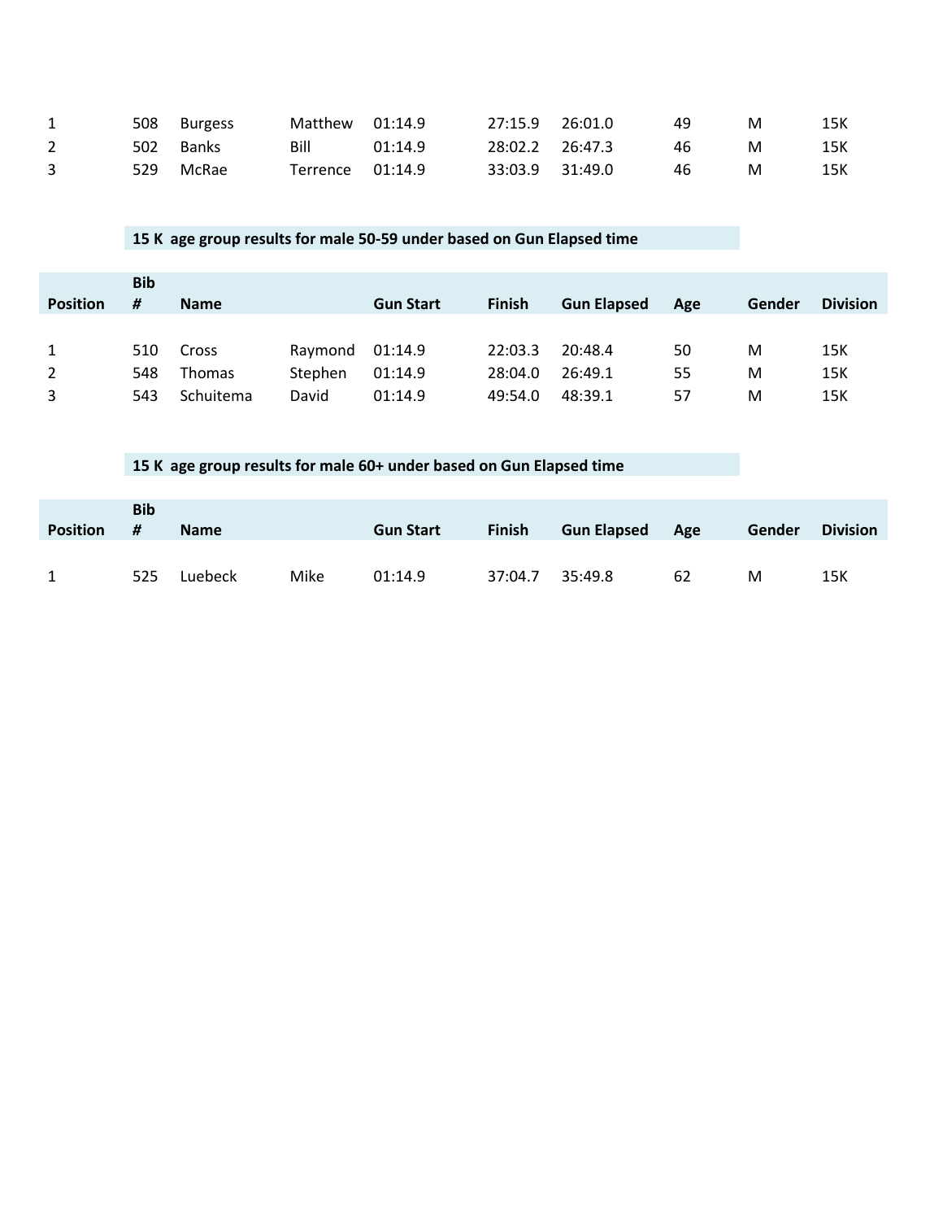| | | | | | | | | | | |
|---|---|---|---|---|---|---|---|---|---|---|
| 1 | 508 | Burgess | Matthew | 01:14.9 | 27:15.9 | 26:01.0 | 49 | M | 15K |
| 2 | 502 | Banks | Bill | 01:14.9 | 28:02.2 | 26:47.3 | 46 | M | 15K |
| 3 | 529 | McRae | Terrence | 01:14.9 | 33:03.9 | 31:49.0 | 46 | M | 15K |

**15 K age group results for male 50-59 under based on Gun Elapsed time**

| Position | Bib # | Name | | Gun Start | Finish | Gun Elapsed | Age | Gender | Division |
|---|---|---|---|---|---|---|---|---|---|
| 1 | 510 | Cross | Raymond | 01:14.9 | 22:03.3 | 20:48.4 | 50 | M | 15K |
| 2 | 548 | Thomas | Stephen | 01:14.9 | 28:04.0 | 26:49.1 | 55 | M | 15K |
| 3 | 543 | Schuitema | David | 01:14.9 | 49:54.0 | 48:39.1 | 57 | M | 15K |

**15 K age group results for male 60+ under based on Gun Elapsed time**

| Position | Bib # | Name | | Gun Start | Finish | Gun Elapsed | Age | Gender | Division |
|---|---|---|---|---|---|---|---|---|---|
| 1 | 525 | Luebeck | Mike | 01:14.9 | 37:04.7 | 35:49.8 | 62 | M | 15K |